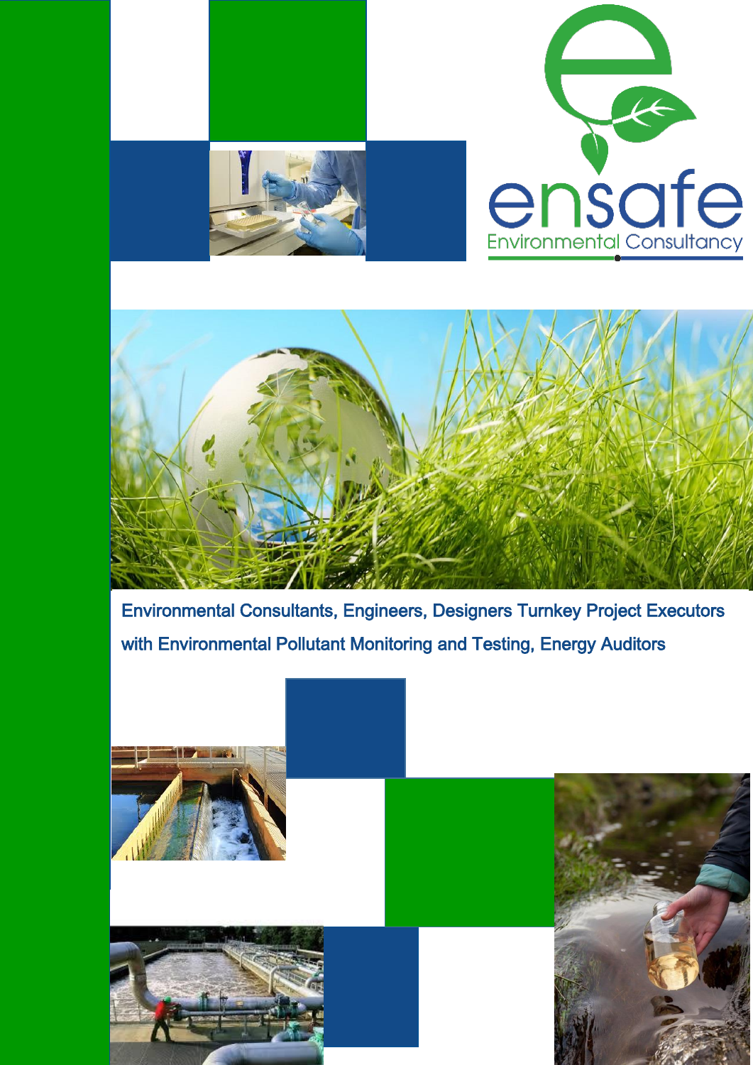ensafe

Environmental Consultancy

Environmental Consultants, Engineers, Designers Turnkey Project Executors with Environmental Pollutant Monitoring and Testing, Energy Auditors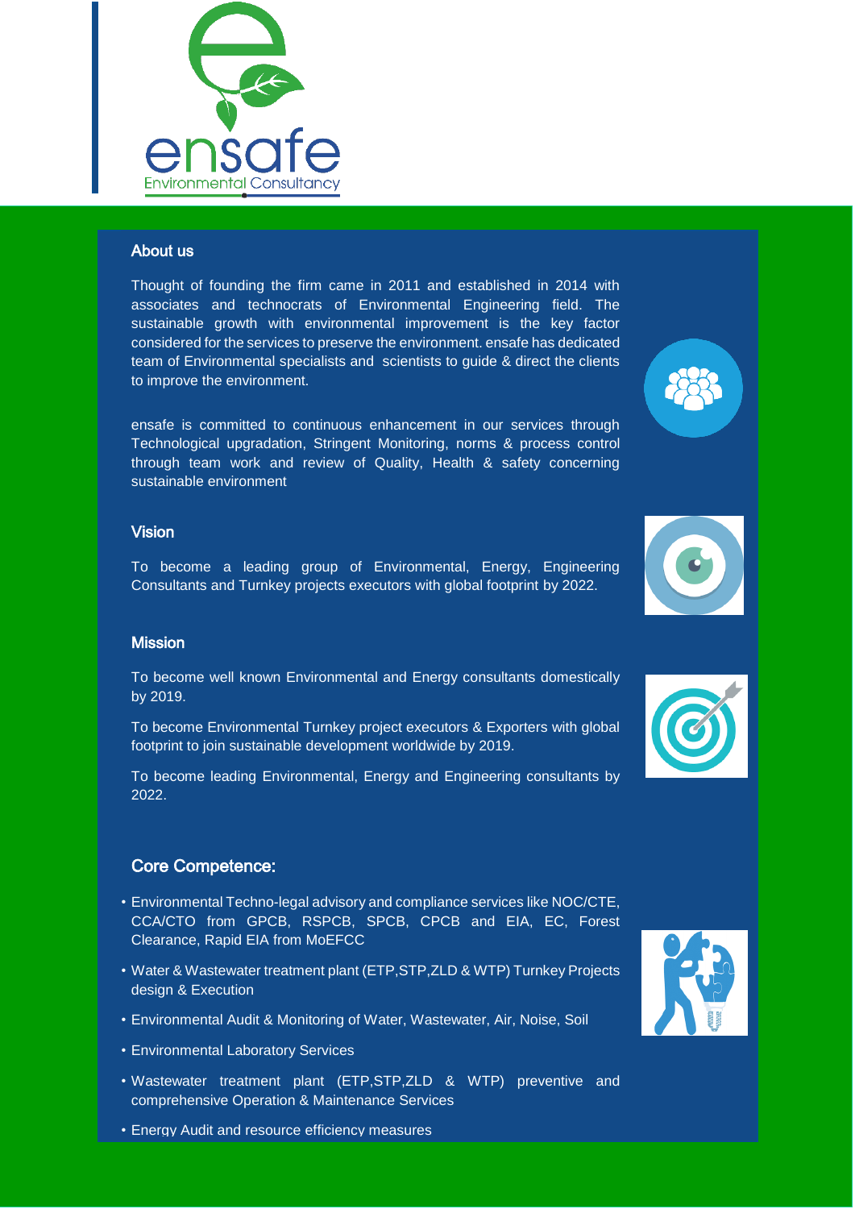ensafe
Environmental Consultancy

## About us

Thought of founding the firm came in 2011 and established in 2014 with associates and technocrats of Environmental Engineering field. The sustainable growth with environmental improvement is the key factor considered for the services to preserve the environment. ensafe has dedicated team of Environmental specialists and scientists to guide & direct the clients to improve the environment.

ensafe is committed to continuous enhancement in our services through Technological upgradation, Stringent Monitoring, norms & process control through team work and review of Quality, Health & safety concerning sustainable environment

## Vision

To become a leading group of Environmental, Energy, Engineering Consultants and Turnkey projects executors with global footprint by 2022.

## Mission

To become well known Environmental and Energy consultants domestically by 2019.

To become Environmental Turnkey project executors & Exporters with global footprint to join sustainable development worldwide by 2019.

To become leading Environmental, Energy and Engineering consultants by 2022.

## Core Competence:

- Environmental Techno-legal advisory and compliance services like NOC/CTE, CCA/CTO from GPCB, RSPCB, SPCB, CPCB and EIA, EC, Forest Clearance, Rapid EIA from MoEFCC
- Water & Wastewater treatment plant (ETP,STP,ZLD & WTP) Turnkey Projects design & Execution
- Environmental Audit & Monitoring of Water, Wastewater, Air, Noise, Soil
- Environmental Laboratory Services
- Wastewater treatment plant (ETP,STP,ZLD & WTP) preventive and comprehensive Operation & Maintenance Services
- Energy Audit and resource efficiency measures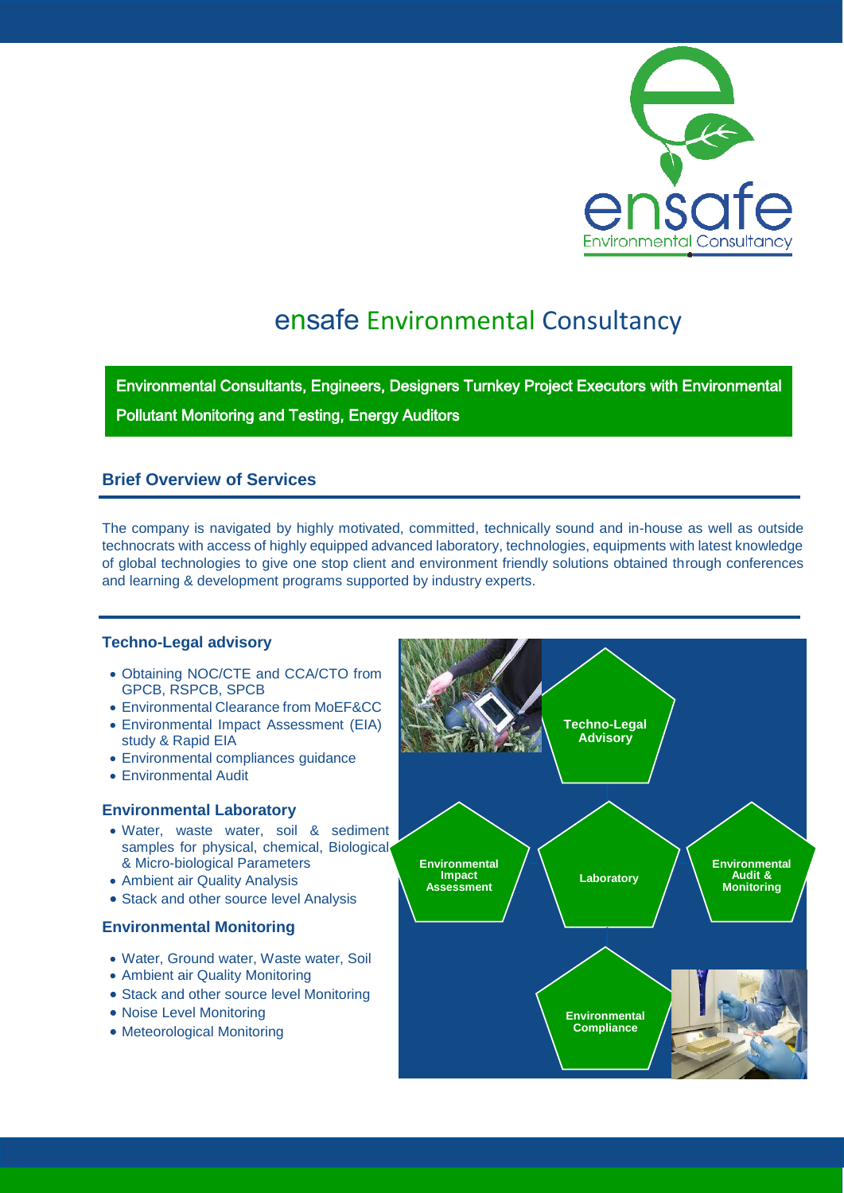# ensafe Environmental Consultancy

**Environmental Consultants, Engineers, Designers Turnkey Project Executors with Environmental Pollutant Monitoring and Testing, Energy Auditors**

## Brief Overview of Services

The company is navigated by highly motivated, committed, technically sound and in-house as well as outside technocrats with access of highly equipped advanced laboratory, technologies, equipments with latest knowledge of global technologies to give one stop client and environment friendly solutions obtained through conferences and learning & development programs supported by industry experts.

### Techno-Legal advisory

- Obtaining NOC/CTE and CCA/CTO from GPCB, RSPCB, SPCB
- Environmental Clearance from MoEF&CC
- Environmental Impact Assessment (EIA) study & Rapid EIA
- Environmental compliances guidance
- Environmental Audit

### Environmental Laboratory

- Water, waste water, soil & sediment samples for physical, chemical, Biological & Micro-biological Parameters
- Ambient air Quality Analysis
- Stack and other source level Analysis

### Environmental Monitoring

- Water, Ground water, Waste water, Soil
- Ambient air Quality Monitoring
- Stack and other source level Monitoring
- Noise Level Monitoring
- Meteorological Monitoring

Techno-Legal Advisory

Environmental Impact Assessment

Laboratory

Environmental Audit & Monitoring

Environmental Compliance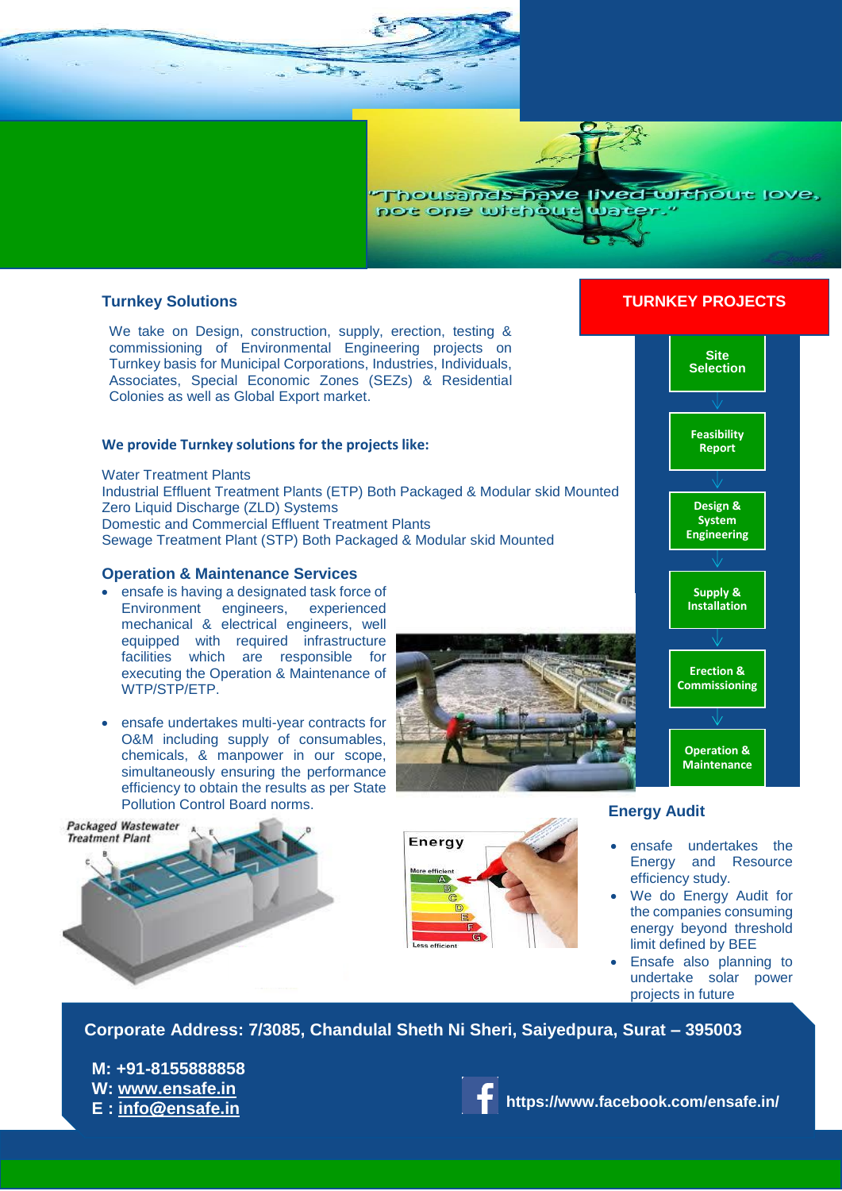"Thousands have lived without love, not one without water."

## Turnkey Solutions

We take on Design, construction, supply, erection, testing & commissioning of Environmental Engineering projects on Turnkey basis for Municipal Corporations, Industries, Individuals, Associates, Special Economic Zones (SEZs) & Residential Colonies as well as Global Export market.

**We provide Turnkey solutions for the projects like:**

Water Treatment Plants
Industrial Effluent Treatment Plants (ETP) Both Packaged & Modular skid Mounted
Zero Liquid Discharge (ZLD) Systems
Domestic and Commercial Effluent Treatment Plants
Sewage Treatment Plant (STP) Both Packaged & Modular skid Mounted

## TURNKEY PROJECTS

- Site Selection
- Feasibility Report
- Design & System Engineering
- Supply & Installation
- Erection & Commissioning
- Operation & Maintenance

## Operation & Maintenance Services

- ensafe is having a designated task force of Environment engineers, experienced mechanical & electrical engineers, well equipped with required infrastructure facilities which are responsible for executing the Operation & Maintenance of WTP/STP/ETP.
- ensafe undertakes multi-year contracts for O&M including supply of consumables, chemicals, & manpower in our scope, simultaneously ensuring the performance efficiency to obtain the results as per State Pollution Control Board norms.

*Packaged Wastewater Treatment Plant*

## Energy Audit

- ensafe undertakes the Energy and Resource efficiency study.
- We do Energy Audit for the companies consuming energy beyond threshold limit defined by BEE
- Ensafe also planning to undertake solar power projects in future

**Corporate Address: 7/3085, Chandulal Sheth Ni Sheri, Saiyedpura, Surat – 395003**

**M: +91-8155888858**
**W: www.ensafe.in**
**E : info@ensafe.in**

**https://www.facebook.com/ensafe.in/**